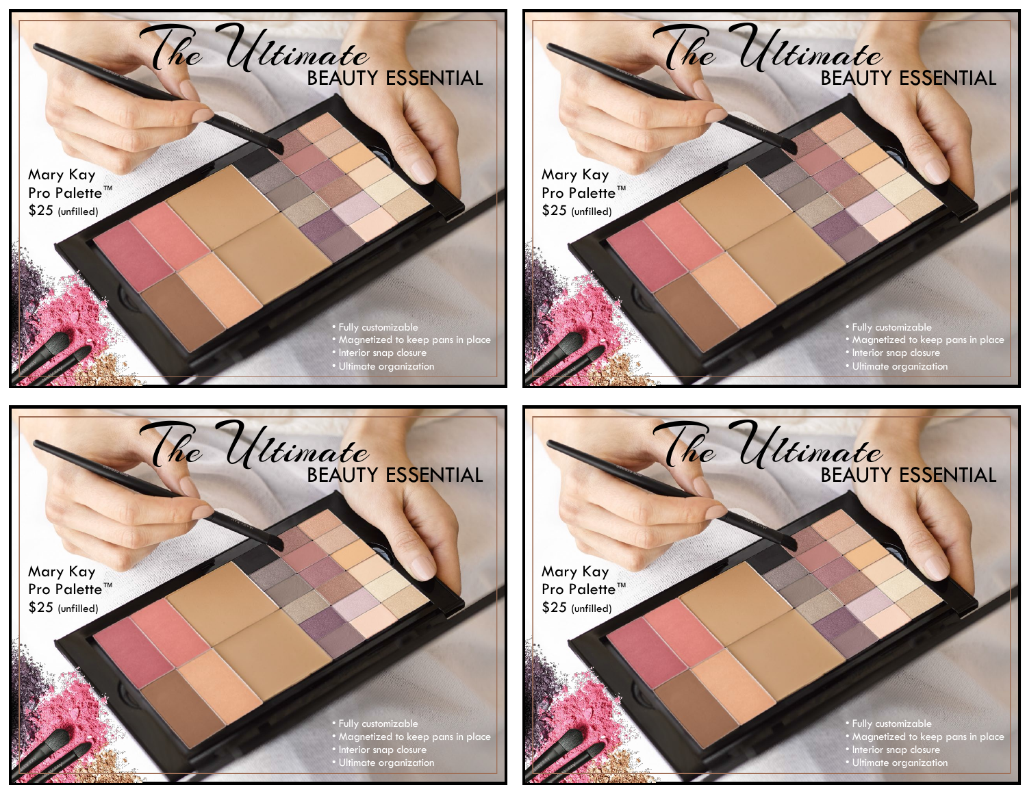# The Ultimate BEAUTY ESSENTIAL

Mary Kay
Pro Palette™
$25 (unfilled)

- Fully customizable
- Magnetized to keep pans in place
- Interior snap closure
- Ultimate organization

# The Ultimate BEAUTY ESSENTIAL

Mary Kay
Pro Palette™
$25 (unfilled)

- Fully customizable
- Magnetized to keep pans in place
- Interior snap closure
- Ultimate organization

# The Ultimate BEAUTY ESSENTIAL

Mary Kay
Pro Palette™
$25 (unfilled)

- Fully customizable
- Magnetized to keep pans in place
- Interior snap closure
- Ultimate organization

# The Ultimate BEAUTY ESSENTIAL

Mary Kay
Pro Palette™
$25 (unfilled)

- Fully customizable
- Magnetized to keep pans in place
- Interior snap closure
- Ultimate organization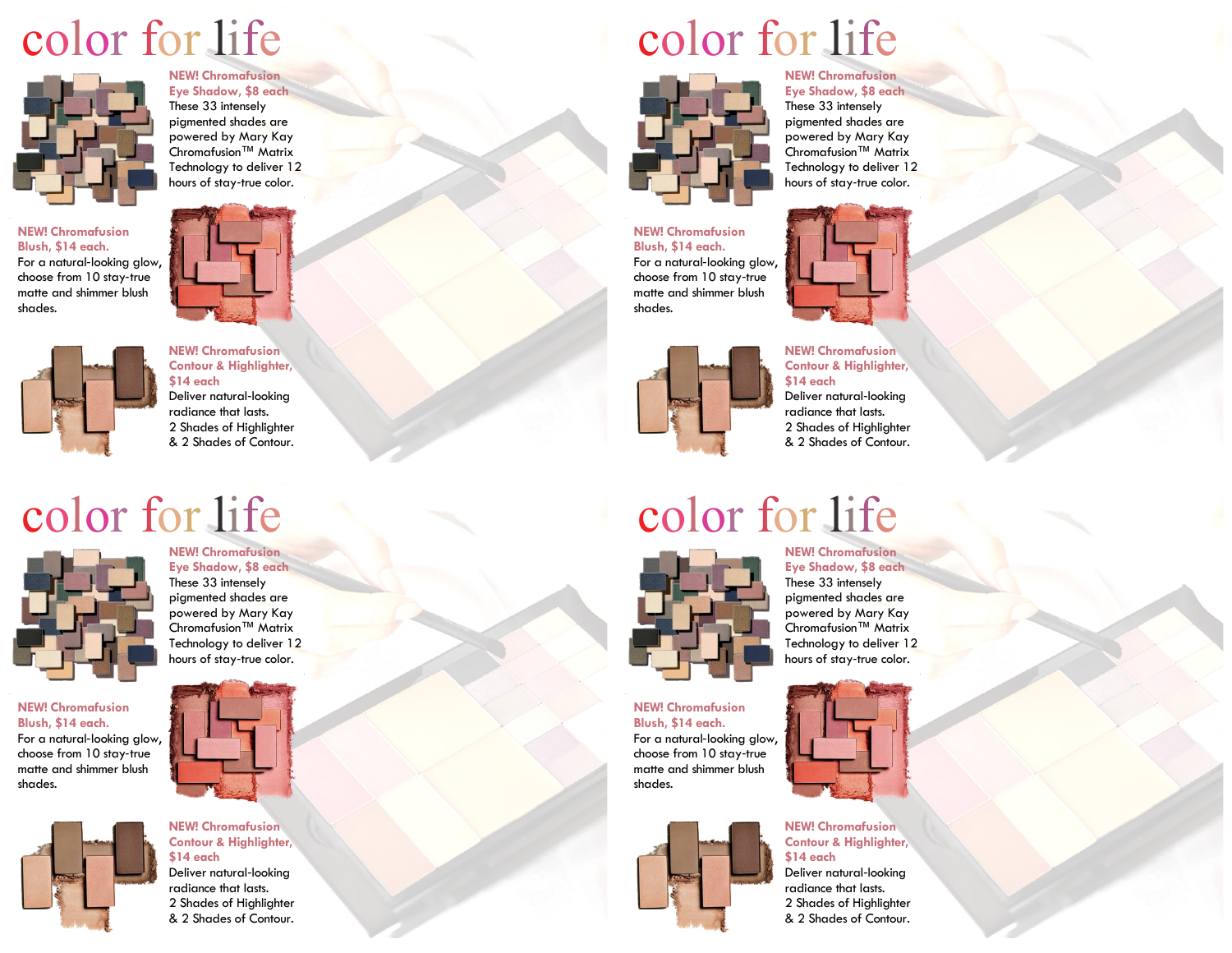# color for life

**NEW! Chromafusion Eye Shadow, $8 each**
These 33 intensely pigmented shades are powered by Mary Kay Chromafusion™ Matrix Technology to deliver 12 hours of stay-true color.

**NEW! Chromafusion Blush, $14 each.**
For a natural-looking glow, choose from 10 stay-true matte and shimmer blush shades.

**NEW! Chromafusion Contour & Highlighter, $14 each**
Deliver natural-looking radiance that lasts.
2 Shades of Highlighter & 2 Shades of Contour.

# color for life

**NEW! Chromafusion Eye Shadow, $8 each**
These 33 intensely pigmented shades are powered by Mary Kay Chromafusion™ Matrix Technology to deliver 12 hours of stay-true color.

**NEW! Chromafusion Blush, $14 each.**
For a natural-looking glow, choose from 10 stay-true matte and shimmer blush shades.

**NEW! Chromafusion Contour & Highlighter, $14 each**
Deliver natural-looking radiance that lasts.
2 Shades of Highlighter & 2 Shades of Contour.

# color for life

**NEW! Chromafusion Eye Shadow, $8 each**
These 33 intensely pigmented shades are powered by Mary Kay Chromafusion™ Matrix Technology to deliver 12 hours of stay-true color.

**NEW! Chromafusion Blush, $14 each.**
For a natural-looking glow, choose from 10 stay-true matte and shimmer blush shades.

**NEW! Chromafusion Contour & Highlighter, $14 each**
Deliver natural-looking radiance that lasts.
2 Shades of Highlighter & 2 Shades of Contour.

# color for life

**NEW! Chromafusion Eye Shadow, $8 each**
These 33 intensely pigmented shades are powered by Mary Kay Chromafusion™ Matrix Technology to deliver 12 hours of stay-true color.

**NEW! Chromafusion Blush, $14 each.**
For a natural-looking glow, choose from 10 stay-true matte and shimmer blush shades.

**NEW! Chromafusion Contour & Highlighter, $14 each**
Deliver natural-looking radiance that lasts.
2 Shades of Highlighter & 2 Shades of Contour.